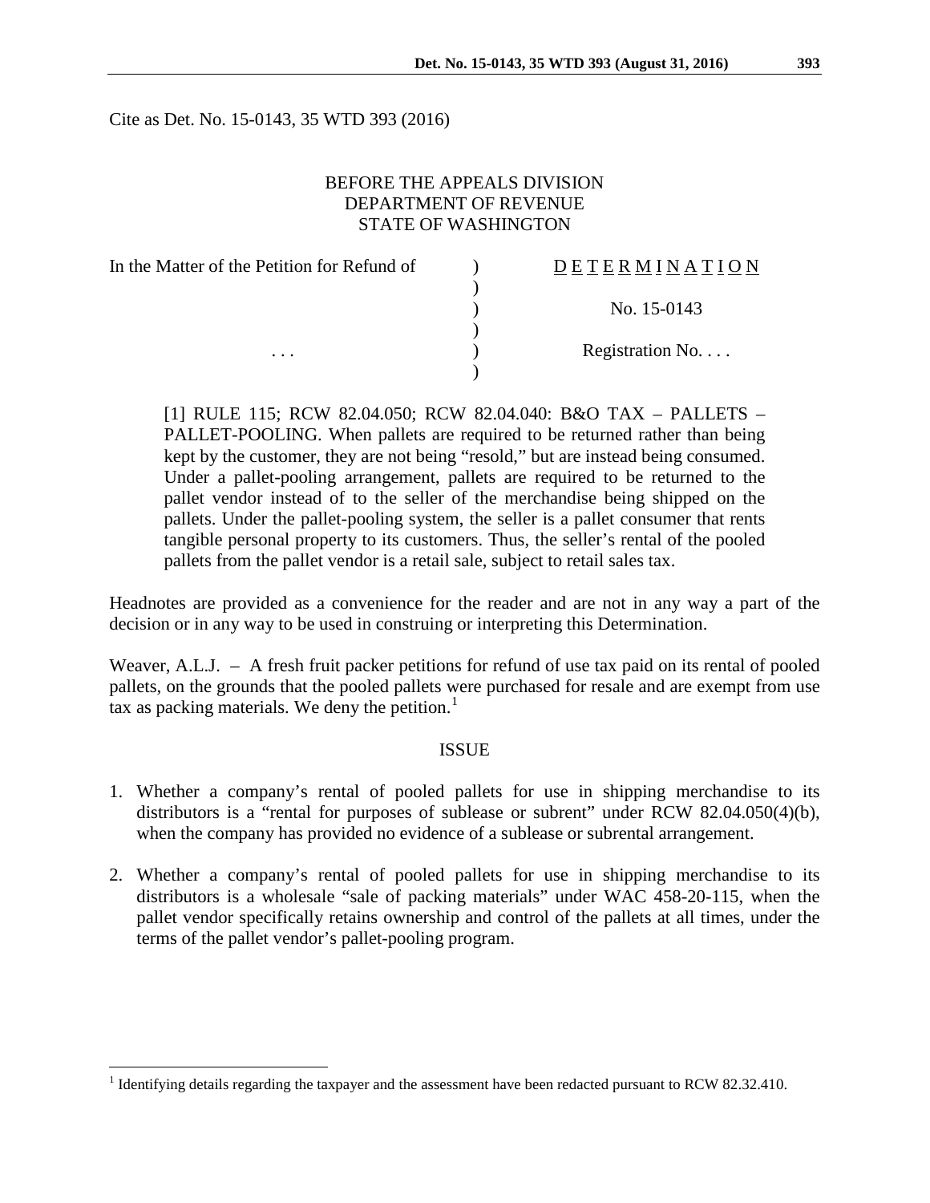Cite as Det. No. 15-0143, 35 WTD 393 (2016)

BEFORE THE APPEALS DIVISION
DEPARTMENT OF REVENUE
STATE OF WASHINGTON

| In the Matter of the Petition for Refund of | ) | D E T E R M I N A T I O N |
|---|---|---|
| | ) | |
| | ) | No. 15-0143 |
| | ) | |
| . . . | ) | Registration No. . . . |
| | ) | |

> [1] RULE 115; RCW 82.04.050; RCW 82.04.040: B&O TAX – PALLETS – PALLET-POOLING. When pallets are required to be returned rather than being kept by the customer, they are not being "resold," but are instead being consumed. Under a pallet-pooling arrangement, pallets are required to be returned to the pallet vendor instead of to the seller of the merchandise being shipped on the pallets. Under the pallet-pooling system, the seller is a pallet consumer that rents tangible personal property to its customers. Thus, the seller's rental of the pooled pallets from the pallet vendor is a retail sale, subject to retail sales tax.

Headnotes are provided as a convenience for the reader and are not in any way a part of the decision or in any way to be used in construing or interpreting this Determination.

Weaver, A.L.J. – A fresh fruit packer petitions for refund of use tax paid on its rental of pooled pallets, on the grounds that the pooled pallets were purchased for resale and are exempt from use tax as packing materials. We deny the petition.[1]

## ISSUE

1. Whether a company's rental of pooled pallets for use in shipping merchandise to its distributors is a "rental for purposes of sublease or subrent" under RCW 82.04.050(4)(b), when the company has provided no evidence of a sublease or subrental arrangement.

2. Whether a company's rental of pooled pallets for use in shipping merchandise to its distributors is a wholesale "sale of packing materials" under WAC 458-20-115, when the pallet vendor specifically retains ownership and control of the pallets at all times, under the terms of the pallet vendor's pallet-pooling program.

[1] Identifying details regarding the taxpayer and the assessment have been redacted pursuant to RCW 82.32.410.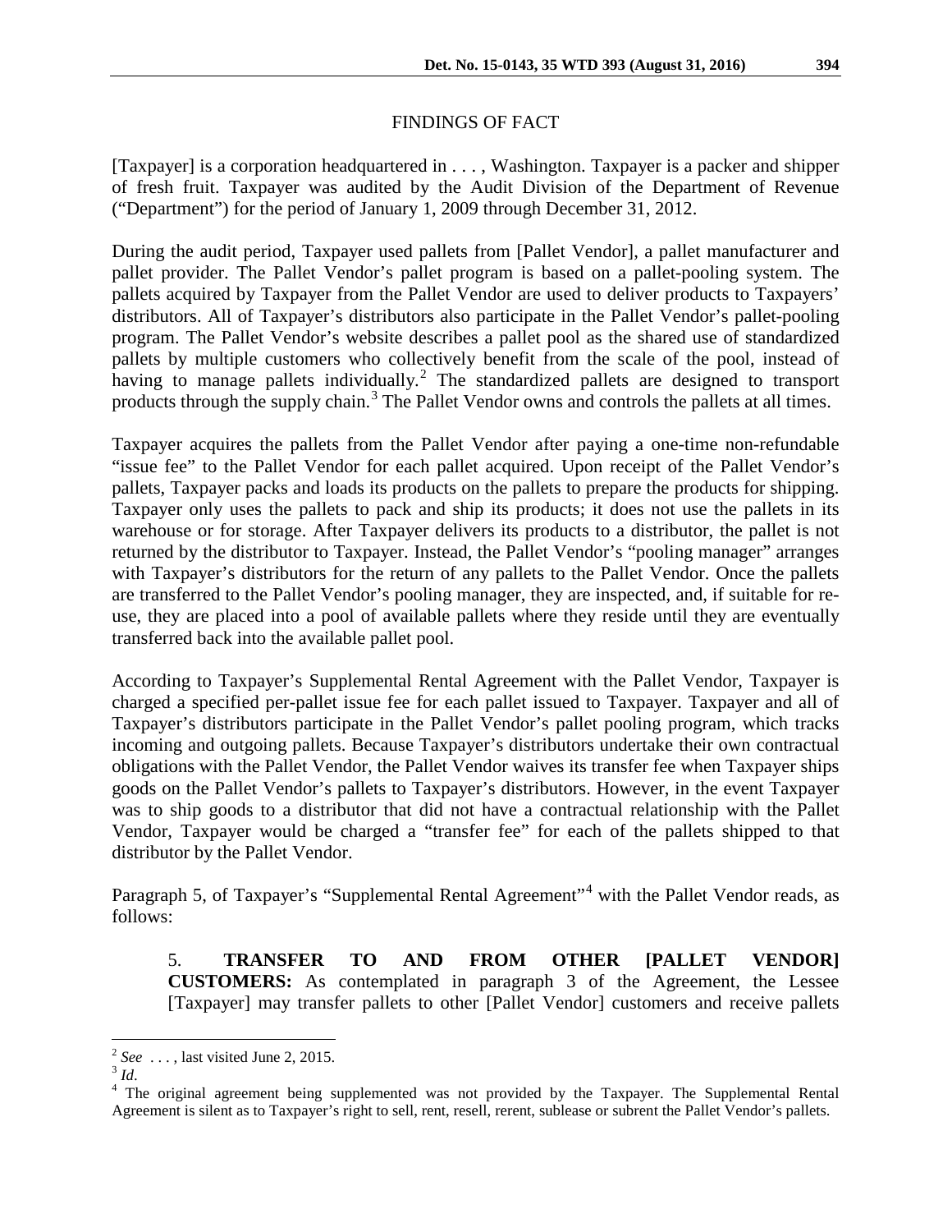## FINDINGS OF FACT

[Taxpayer] is a corporation headquartered in . . . , Washington. Taxpayer is a packer and shipper of fresh fruit. Taxpayer was audited by the Audit Division of the Department of Revenue ("Department") for the period of January 1, 2009 through December 31, 2012.

During the audit period, Taxpayer used pallets from [Pallet Vendor], a pallet manufacturer and pallet provider. The Pallet Vendor's pallet program is based on a pallet-pooling system. The pallets acquired by Taxpayer from the Pallet Vendor are used to deliver products to Taxpayers' distributors. All of Taxpayer's distributors also participate in the Pallet Vendor's pallet-pooling program. The Pallet Vendor's website describes a pallet pool as the shared use of standardized pallets by multiple customers who collectively benefit from the scale of the pool, instead of having to manage pallets individually.[2] The standardized pallets are designed to transport products through the supply chain.[3] The Pallet Vendor owns and controls the pallets at all times.

Taxpayer acquires the pallets from the Pallet Vendor after paying a one-time non-refundable "issue fee" to the Pallet Vendor for each pallet acquired. Upon receipt of the Pallet Vendor's pallets, Taxpayer packs and loads its products on the pallets to prepare the products for shipping. Taxpayer only uses the pallets to pack and ship its products; it does not use the pallets in its warehouse or for storage. After Taxpayer delivers its products to a distributor, the pallet is not returned by the distributor to Taxpayer. Instead, the Pallet Vendor's "pooling manager" arranges with Taxpayer's distributors for the return of any pallets to the Pallet Vendor. Once the pallets are transferred to the Pallet Vendor's pooling manager, they are inspected, and, if suitable for re-use, they are placed into a pool of available pallets where they reside until they are eventually transferred back into the available pallet pool.

According to Taxpayer's Supplemental Rental Agreement with the Pallet Vendor, Taxpayer is charged a specified per-pallet issue fee for each pallet issued to Taxpayer. Taxpayer and all of Taxpayer's distributors participate in the Pallet Vendor's pallet pooling program, which tracks incoming and outgoing pallets. Because Taxpayer's distributors undertake their own contractual obligations with the Pallet Vendor, the Pallet Vendor waives its transfer fee when Taxpayer ships goods on the Pallet Vendor's pallets to Taxpayer's distributors. However, in the event Taxpayer was to ship goods to a distributor that did not have a contractual relationship with the Pallet Vendor, Taxpayer would be charged a "transfer fee" for each of the pallets shipped to that distributor by the Pallet Vendor.

Paragraph 5, of Taxpayer's "Supplemental Rental Agreement"[4] with the Pallet Vendor reads, as follows:

> 5. **TRANSFER TO AND FROM OTHER [PALLET VENDOR] CUSTOMERS:** As contemplated in paragraph 3 of the Agreement, the Lessee [Taxpayer] may transfer pallets to other [Pallet Vendor] customers and receive pallets

---

[2] *See* . . . , last visited June 2, 2015.

[3] *Id*.

[4] The original agreement being supplemented was not provided by the Taxpayer. The Supplemental Rental Agreement is silent as to Taxpayer's right to sell, rent, resell, rerent, sublease or subrent the Pallet Vendor's pallets.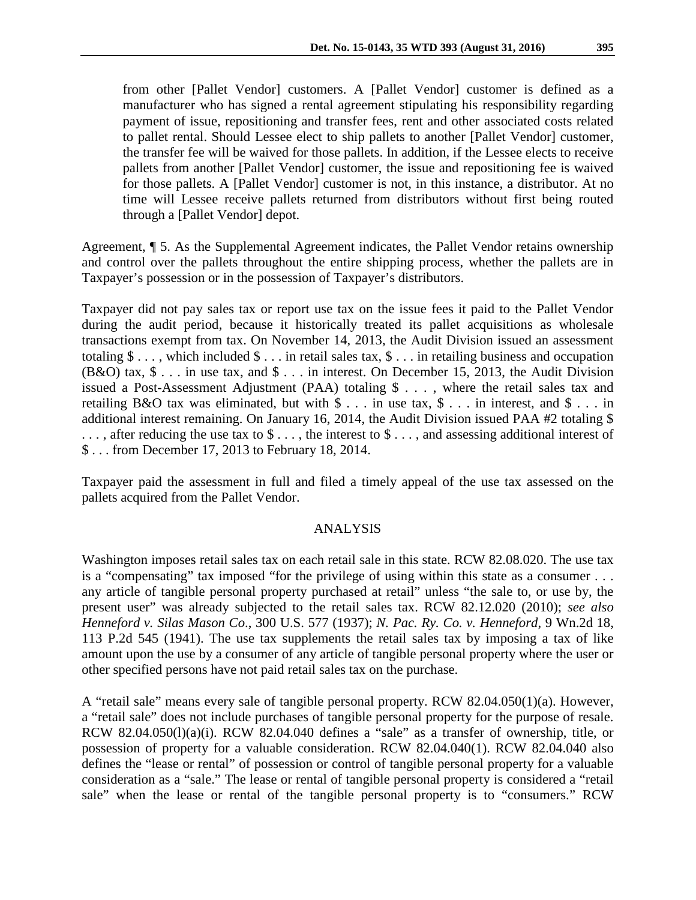> from other [Pallet Vendor] customers. A [Pallet Vendor] customer is defined as a manufacturer who has signed a rental agreement stipulating his responsibility regarding payment of issue, repositioning and transfer fees, rent and other associated costs related to pallet rental. Should Lessee elect to ship pallets to another [Pallet Vendor] customer, the transfer fee will be waived for those pallets. In addition, if the Lessee elects to receive pallets from another [Pallet Vendor] customer, the issue and repositioning fee is waived for those pallets. A [Pallet Vendor] customer is not, in this instance, a distributor. At no time will Lessee receive pallets returned from distributors without first being routed through a [Pallet Vendor] depot.

Agreement, ¶ 5. As the Supplemental Agreement indicates, the Pallet Vendor retains ownership and control over the pallets throughout the entire shipping process, whether the pallets are in Taxpayer's possession or in the possession of Taxpayer's distributors.

Taxpayer did not pay sales tax or report use tax on the issue fees it paid to the Pallet Vendor during the audit period, because it historically treated its pallet acquisitions as wholesale transactions exempt from tax. On November 14, 2013, the Audit Division issued an assessment totaling $ . . . , which included $ . . . in retail sales tax, $ . . . in retailing business and occupation (B&O) tax, $ . . . in use tax, and $ . . . in interest. On December 15, 2013, the Audit Division issued a Post-Assessment Adjustment (PAA) totaling $ . . . , where the retail sales tax and retailing B&O tax was eliminated, but with $ . . . in use tax, $ . . . in interest, and $ . . . in additional interest remaining. On January 16, 2014, the Audit Division issued PAA #2 totaling $ . . . , after reducing the use tax to $ . . . , the interest to $ . . . , and assessing additional interest of $ . . . from December 17, 2013 to February 18, 2014.

Taxpayer paid the assessment in full and filed a timely appeal of the use tax assessed on the pallets acquired from the Pallet Vendor.

## ANALYSIS

Washington imposes retail sales tax on each retail sale in this state. RCW 82.08.020. The use tax is a "compensating" tax imposed "for the privilege of using within this state as a consumer . . . any article of tangible personal property purchased at retail" unless "the sale to, or use by, the present user" was already subjected to the retail sales tax. RCW 82.12.020 (2010); *see also Henneford v. Silas Mason Co*., 300 U.S. 577 (1937); *N. Pac. Ry. Co. v. Henneford*, 9 Wn.2d 18, 113 P.2d 545 (1941). The use tax supplements the retail sales tax by imposing a tax of like amount upon the use by a consumer of any article of tangible personal property where the user or other specified persons have not paid retail sales tax on the purchase.

A "retail sale" means every sale of tangible personal property. RCW 82.04.050(1)(a). However, a "retail sale" does not include purchases of tangible personal property for the purpose of resale. RCW 82.04.050(l)(a)(i). RCW 82.04.040 defines a "sale" as a transfer of ownership, title, or possession of property for a valuable consideration. RCW 82.04.040(1). RCW 82.04.040 also defines the "lease or rental" of possession or control of tangible personal property for a valuable consideration as a "sale." The lease or rental of tangible personal property is considered a "retail sale" when the lease or rental of the tangible personal property is to "consumers." RCW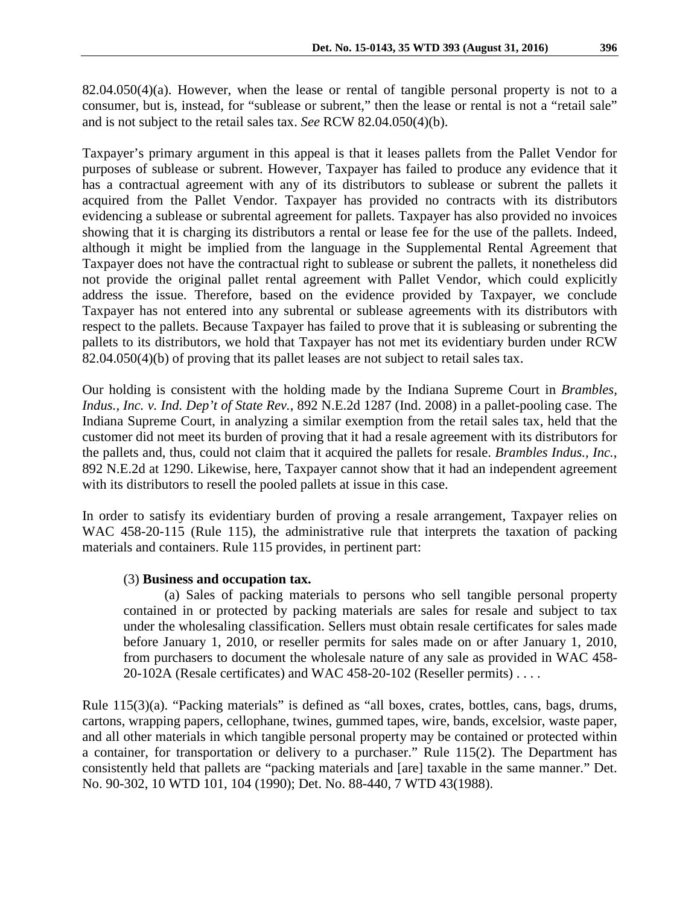82.04.050(4)(a). However, when the lease or rental of tangible personal property is not to a consumer, but is, instead, for "sublease or subrent," then the lease or rental is not a "retail sale" and is not subject to the retail sales tax. *See* RCW 82.04.050(4)(b).

Taxpayer's primary argument in this appeal is that it leases pallets from the Pallet Vendor for purposes of sublease or subrent. However, Taxpayer has failed to produce any evidence that it has a contractual agreement with any of its distributors to sublease or subrent the pallets it acquired from the Pallet Vendor. Taxpayer has provided no contracts with its distributors evidencing a sublease or subrental agreement for pallets. Taxpayer has also provided no invoices showing that it is charging its distributors a rental or lease fee for the use of the pallets. Indeed, although it might be implied from the language in the Supplemental Rental Agreement that Taxpayer does not have the contractual right to sublease or subrent the pallets, it nonetheless did not provide the original pallet rental agreement with Pallet Vendor, which could explicitly address the issue. Therefore, based on the evidence provided by Taxpayer, we conclude Taxpayer has not entered into any subrental or sublease agreements with its distributors with respect to the pallets. Because Taxpayer has failed to prove that it is subleasing or subrenting the pallets to its distributors, we hold that Taxpayer has not met its evidentiary burden under RCW 82.04.050(4)(b) of proving that its pallet leases are not subject to retail sales tax.

Our holding is consistent with the holding made by the Indiana Supreme Court in *Brambles, Indus., Inc. v. Ind. Dep't of State Rev.*, 892 N.E.2d 1287 (Ind. 2008) in a pallet-pooling case. The Indiana Supreme Court, in analyzing a similar exemption from the retail sales tax, held that the customer did not meet its burden of proving that it had a resale agreement with its distributors for the pallets and, thus, could not claim that it acquired the pallets for resale. *Brambles Indus., Inc.*, 892 N.E.2d at 1290. Likewise, here, Taxpayer cannot show that it had an independent agreement with its distributors to resell the pooled pallets at issue in this case.

In order to satisfy its evidentiary burden of proving a resale arrangement, Taxpayer relies on WAC 458-20-115 (Rule 115), the administrative rule that interprets the taxation of packing materials and containers. Rule 115 provides, in pertinent part:

> (3) **Business and occupation tax.**
>
> (a) Sales of packing materials to persons who sell tangible personal property contained in or protected by packing materials are sales for resale and subject to tax under the wholesaling classification. Sellers must obtain resale certificates for sales made before January 1, 2010, or reseller permits for sales made on or after January 1, 2010, from purchasers to document the wholesale nature of any sale as provided in WAC 458-20-102A (Resale certificates) and WAC 458-20-102 (Reseller permits) . . . .

Rule 115(3)(a). "Packing materials" is defined as "all boxes, crates, bottles, cans, bags, drums, cartons, wrapping papers, cellophane, twines, gummed tapes, wire, bands, excelsior, waste paper, and all other materials in which tangible personal property may be contained or protected within a container, for transportation or delivery to a purchaser." Rule 115(2). The Department has consistently held that pallets are "packing materials and [are] taxable in the same manner." Det. No. 90-302, 10 WTD 101, 104 (1990); Det. No. 88-440, 7 WTD 43(1988).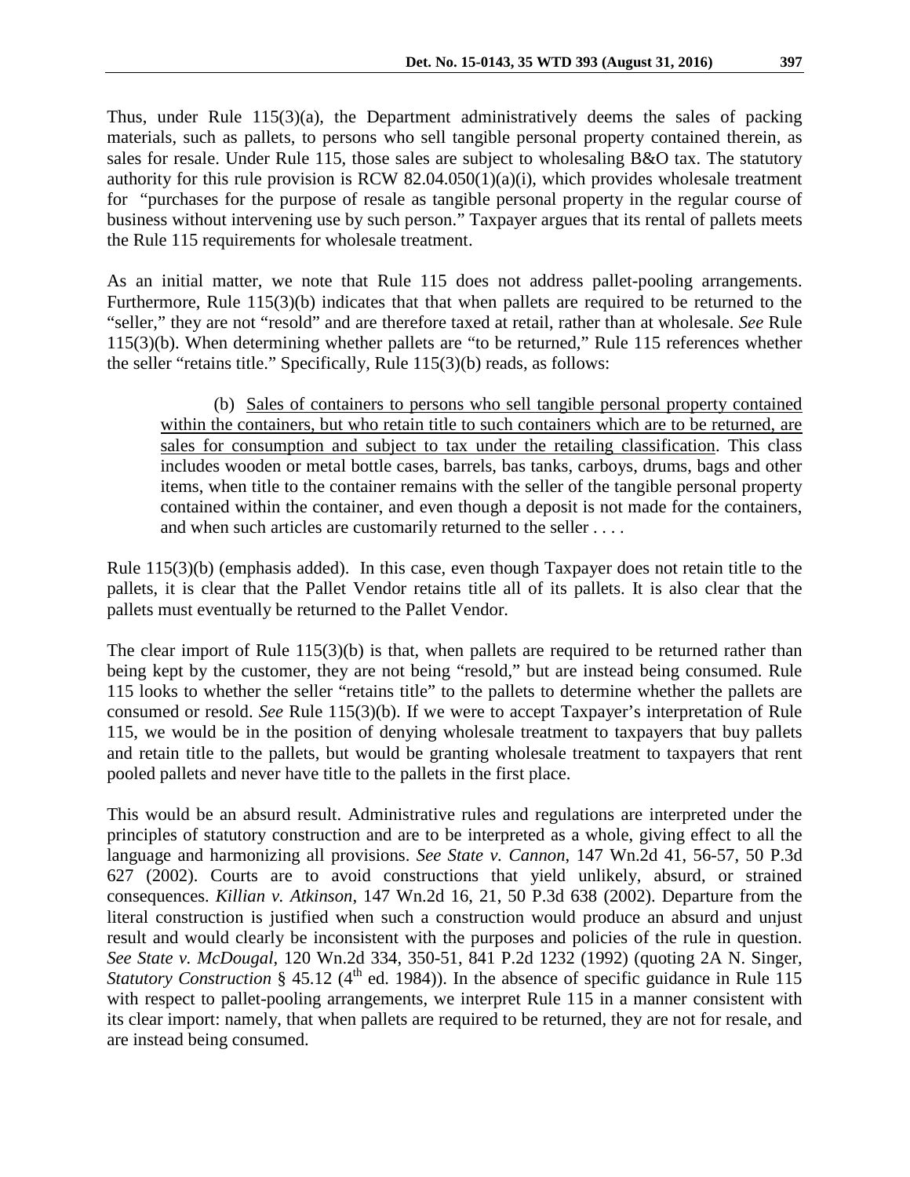Thus, under Rule 115(3)(a), the Department administratively deems the sales of packing materials, such as pallets, to persons who sell tangible personal property contained therein, as sales for resale. Under Rule 115, those sales are subject to wholesaling B&O tax. The statutory authority for this rule provision is RCW 82.04.050(1)(a)(i), which provides wholesale treatment for "purchases for the purpose of resale as tangible personal property in the regular course of business without intervening use by such person." Taxpayer argues that its rental of pallets meets the Rule 115 requirements for wholesale treatment.

As an initial matter, we note that Rule 115 does not address pallet-pooling arrangements. Furthermore, Rule 115(3)(b) indicates that that when pallets are required to be returned to the "seller," they are not "resold" and are therefore taxed at retail, rather than at wholesale. *See* Rule 115(3)(b). When determining whether pallets are "to be returned," Rule 115 references whether the seller "retains title." Specifically, Rule 115(3)(b) reads, as follows:

> (b) <u>Sales of containers to persons who sell tangible personal property contained within the containers, but who retain title to such containers which are to be returned, are sales for consumption and subject to tax under the retailing classification</u>. This class includes wooden or metal bottle cases, barrels, bas tanks, carboys, drums, bags and other items, when title to the container remains with the seller of the tangible personal property contained within the container, and even though a deposit is not made for the containers, and when such articles are customarily returned to the seller . . . .

Rule 115(3)(b) (emphasis added). In this case, even though Taxpayer does not retain title to the pallets, it is clear that the Pallet Vendor retains title all of its pallets. It is also clear that the pallets must eventually be returned to the Pallet Vendor.

The clear import of Rule 115(3)(b) is that, when pallets are required to be returned rather than being kept by the customer, they are not being "resold," but are instead being consumed. Rule 115 looks to whether the seller "retains title" to the pallets to determine whether the pallets are consumed or resold. *See* Rule 115(3)(b). If we were to accept Taxpayer's interpretation of Rule 115, we would be in the position of denying wholesale treatment to taxpayers that buy pallets and retain title to the pallets, but would be granting wholesale treatment to taxpayers that rent pooled pallets and never have title to the pallets in the first place.

This would be an absurd result. Administrative rules and regulations are interpreted under the principles of statutory construction and are to be interpreted as a whole, giving effect to all the language and harmonizing all provisions. *See State v. Cannon*, 147 Wn.2d 41, 56-57, 50 P.3d 627 (2002). Courts are to avoid constructions that yield unlikely, absurd, or strained consequences. *Killian v. Atkinson*, 147 Wn.2d 16, 21, 50 P.3d 638 (2002). Departure from the literal construction is justified when such a construction would produce an absurd and unjust result and would clearly be inconsistent with the purposes and policies of the rule in question. *See State v. McDougal*, 120 Wn.2d 334, 350-51, 841 P.2d 1232 (1992) (quoting 2A N. Singer, *Statutory Construction* § 45.12 (4th ed. 1984)). In the absence of specific guidance in Rule 115 with respect to pallet-pooling arrangements, we interpret Rule 115 in a manner consistent with its clear import: namely, that when pallets are required to be returned, they are not for resale, and are instead being consumed.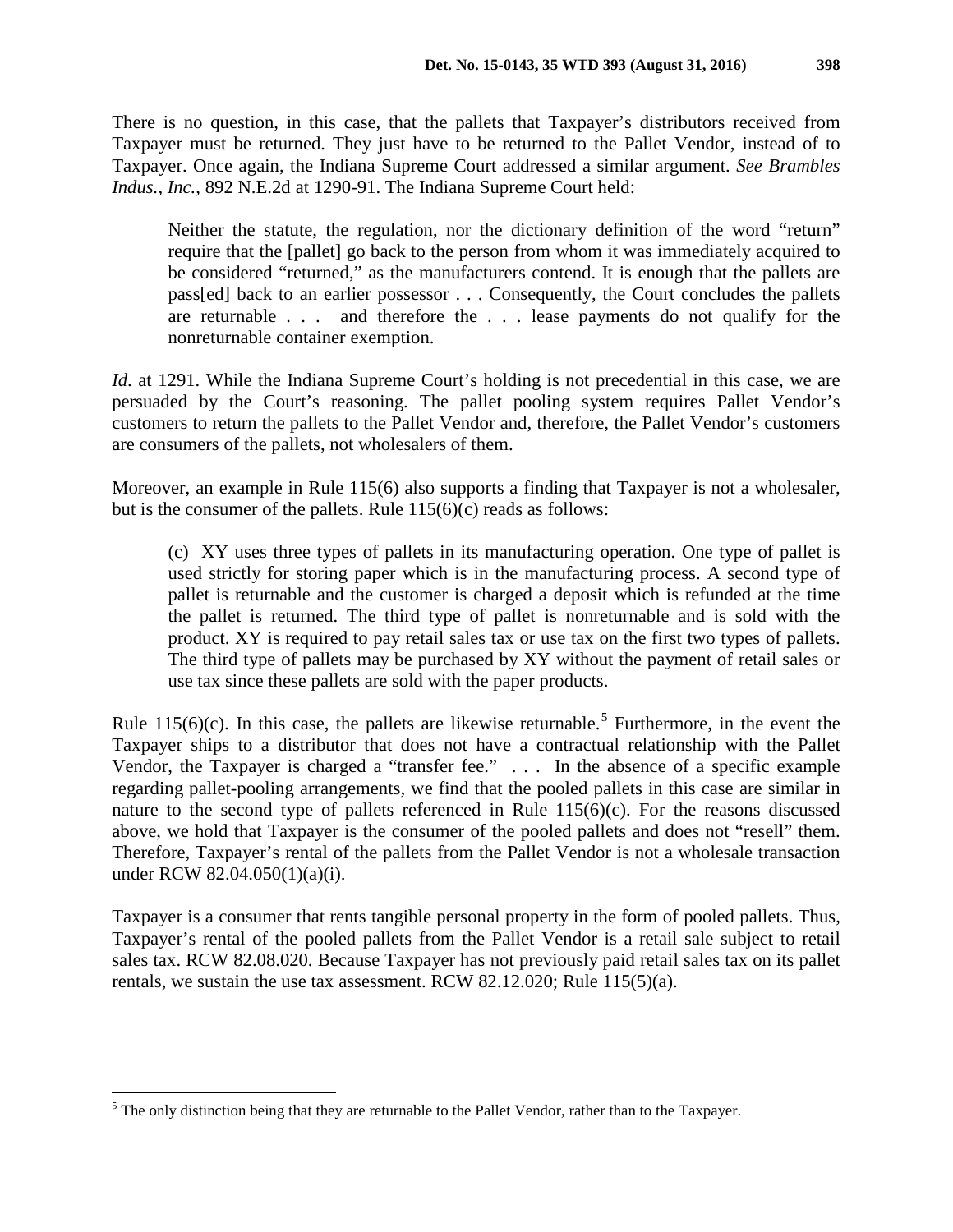There is no question, in this case, that the pallets that Taxpayer's distributors received from Taxpayer must be returned. They just have to be returned to the Pallet Vendor, instead of to Taxpayer. Once again, the Indiana Supreme Court addressed a similar argument. *See Brambles Indus., Inc.*, 892 N.E.2d at 1290-91. The Indiana Supreme Court held:

> Neither the statute, the regulation, nor the dictionary definition of the word "return" require that the [pallet] go back to the person from whom it was immediately acquired to be considered "returned," as the manufacturers contend. It is enough that the pallets are pass[ed] back to an earlier possessor . . . Consequently, the Court concludes the pallets are returnable . . . and therefore the . . . lease payments do not qualify for the nonreturnable container exemption.

*Id*. at 1291. While the Indiana Supreme Court's holding is not precedential in this case, we are persuaded by the Court's reasoning. The pallet pooling system requires Pallet Vendor's customers to return the pallets to the Pallet Vendor and, therefore, the Pallet Vendor's customers are consumers of the pallets, not wholesalers of them.

Moreover, an example in Rule 115(6) also supports a finding that Taxpayer is not a wholesaler, but is the consumer of the pallets. Rule 115(6)(c) reads as follows:

> (c) XY uses three types of pallets in its manufacturing operation. One type of pallet is used strictly for storing paper which is in the manufacturing process. A second type of pallet is returnable and the customer is charged a deposit which is refunded at the time the pallet is returned. The third type of pallet is nonreturnable and is sold with the product. XY is required to pay retail sales tax or use tax on the first two types of pallets. The third type of pallets may be purchased by XY without the payment of retail sales or use tax since these pallets are sold with the paper products.

Rule 115(6)(c). In this case, the pallets are likewise returnable.[5] Furthermore, in the event the Taxpayer ships to a distributor that does not have a contractual relationship with the Pallet Vendor, the Taxpayer is charged a "transfer fee." . . . In the absence of a specific example regarding pallet-pooling arrangements, we find that the pooled pallets in this case are similar in nature to the second type of pallets referenced in Rule 115(6)(c). For the reasons discussed above, we hold that Taxpayer is the consumer of the pooled pallets and does not "resell" them. Therefore, Taxpayer's rental of the pallets from the Pallet Vendor is not a wholesale transaction under RCW 82.04.050(1)(a)(i).

Taxpayer is a consumer that rents tangible personal property in the form of pooled pallets. Thus, Taxpayer's rental of the pooled pallets from the Pallet Vendor is a retail sale subject to retail sales tax. RCW 82.08.020. Because Taxpayer has not previously paid retail sales tax on its pallet rentals, we sustain the use tax assessment. RCW 82.12.020; Rule 115(5)(a).

---

[5] The only distinction being that they are returnable to the Pallet Vendor, rather than to the Taxpayer.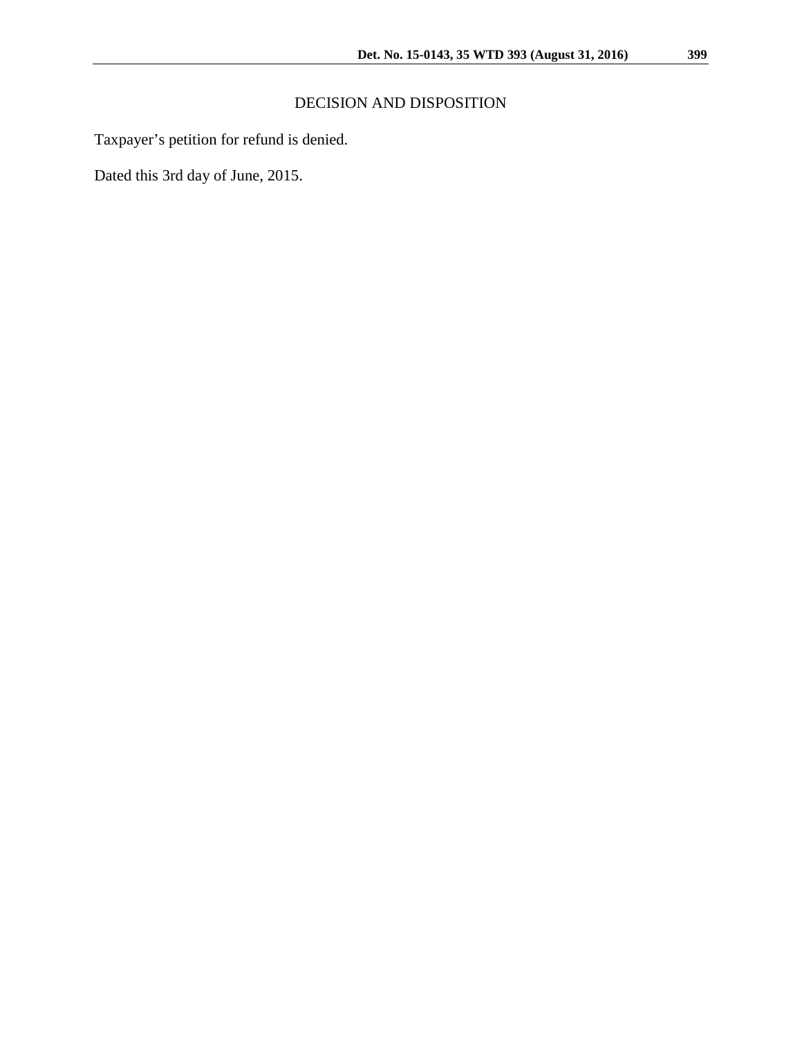## DECISION AND DISPOSITION

Taxpayer's petition for refund is denied.

Dated this 3rd day of June, 2015.